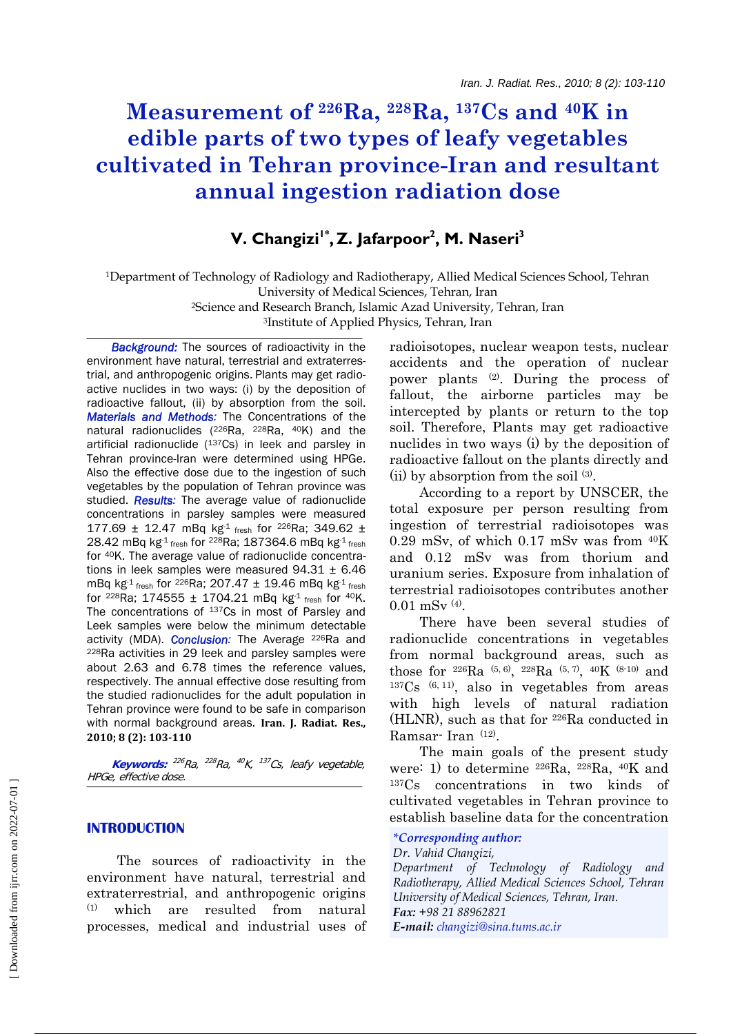# Measurement of $^{226}$Ra, $^{228}$Ra, $^{137}$Cs and $^{40}$K in edible parts of two types of leafy vegetables cultivated in Tehran province-Iran and resultant annual ingestion radiation dose

**V. Changizi[1*], Z. Jafarpoor[2], M. Naseri[3]**

[1]Department of Technology of Radiology and Radiotherapy, Allied Medical Sciences School, Tehran University of Medical Sciences, Tehran, Iran
[2]Science and Research Branch, Islamic Azad University, Tehran, Iran
[3]Institute of Applied Physics, Tehran, Iran

***Background:*** The sources of radioactivity in the environment have natural, terrestrial and extraterrestrial, and anthropogenic origins. Plants may get radioactive nuclides in two ways: (i) by the deposition of radioactive fallout, (ii) by absorption from the soil. ***Materials and Methods:*** The Concentrations of the natural radionuclides ($^{226}$Ra, $^{228}$Ra, $^{40}$K) and the artificial radionuclide ($^{137}$Cs) in leek and parsley in Tehran province-Iran were determined using HPGe. Also the effective dose due to the ingestion of such vegetables by the population of Tehran province was studied. ***Results:*** The average value of radionuclide concentrations in parsley samples were measured 177.69 ± 12.47 mBq kg$^{-1}$ $_{fresh}$ for $^{226}$Ra; 349.62 ± 28.42 mBq kg$^{-1}$ $_{fresh}$ for $^{228}$Ra; 187364.6 mBq kg$^{-1}$ $_{fresh}$ for $^{40}$K. The average value of radionuclide concentrations in leek samples were measured 94.31 ± 6.46 mBq kg$^{-1}$ $_{fresh}$ for $^{226}$Ra; 207.47 ± 19.46 mBq kg$^{-1}$ $_{fresh}$ for $^{228}$Ra; 174555 ± 1704.21 mBq kg$^{-1}$ $_{fresh}$ for $^{40}$K. The concentrations of $^{137}$Cs in most of Parsley and Leek samples were below the minimum detectable activity (MDA). ***Conclusion:*** The Average $^{226}$Ra and $^{228}$Ra activities in 29 leek and parsley samples were about 2.63 and 6.78 times the reference values, respectively. The annual effective dose resulting from the studied radionuclides for the adult population in Tehran province were found to be safe in comparison with normal background areas. **Iran. J. Radiat. Res., 2010; 8 (2): 103-110**

***Keywords:*** *$^{226}$Ra, $^{228}$Ra, $^{40}$K, $^{137}$Cs, leafy vegetable, HPGe, effective dose.*

## INTRODUCTION

The sources of radioactivity in the environment have natural, terrestrial and extraterrestrial, and anthropogenic origins [(1)] which are resulted from natural processes, medical and industrial uses of radioisotopes, nuclear weapon tests, nuclear accidents and the operation of nuclear power plants [(2)]. During the process of fallout, the airborne particles may be intercepted by plants or return to the top soil. Therefore, Plants may get radioactive nuclides in two ways (i) by the deposition of radioactive fallout on the plants directly and (ii) by absorption from the soil [(3)].

According to a report by UNSCER, the total exposure per person resulting from ingestion of terrestrial radioisotopes was 0.29 mSv, of which 0.17 mSv was from $^{40}$K and 0.12 mSv was from thorium and uranium series. Exposure from inhalation of terrestrial radioisotopes contributes another 0.01 mSv [(4)].

There have been several studies of radionuclide concentrations in vegetables from normal background areas, such as those for $^{226}$Ra [(5, 6)], $^{228}$Ra [(5, 7)], $^{40}$K [(8-10)] and $^{137}$Cs [(6, 11)], also in vegetables from areas with high levels of natural radiation (HLNR), such as that for $^{226}$Ra conducted in Ramsar- Iran [(12)].

The main goals of the present study were: 1) to determine $^{226}$Ra, $^{228}$Ra, $^{40}$K and $^{137}$Cs concentrations in two kinds of cultivated vegetables in Tehran province to establish baseline data for the concentration

***Corresponding author:***
*Dr. Vahid Changizi,*
*Department of Technology of Radiology and Radiotherapy, Allied Medical Sciences School, Tehran University of Medical Sciences, Tehran, Iran.*
***Fax:*** *+98 21 88962821*
***E-mail:*** *changizi@sina.tums.ac.ir*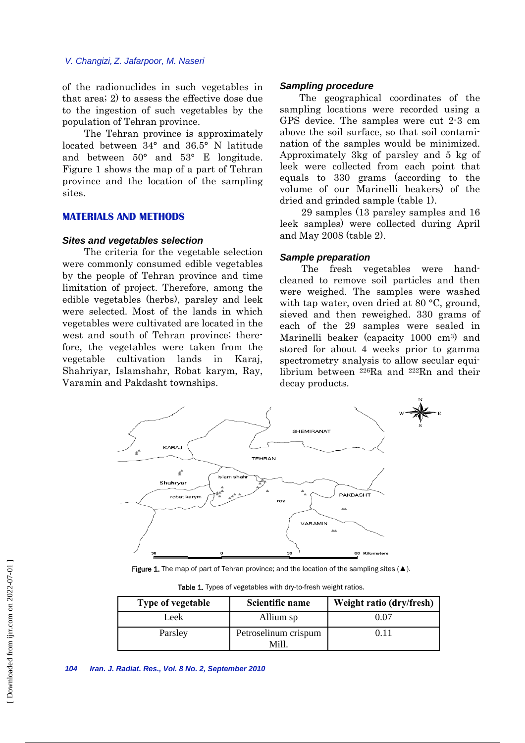of the radionuclides in such vegetables in that area; 2) to assess the effective dose due to the ingestion of such vegetables by the population of Tehran province.

The Tehran province is approximately located between 34° and 36.5° N latitude and between 50° and 53° E longitude. Figure 1 shows the map of a part of Tehran province and the location of the sampling sites.

## MATERIALS AND METHODS

### *Sites and vegetables selection*

The criteria for the vegetable selection were commonly consumed edible vegetables by the people of Tehran province and time limitation of project. Therefore, among the edible vegetables (herbs), parsley and leek were selected. Most of the lands in which vegetables were cultivated are located in the west and south of Tehran province; therefore, the vegetables were taken from the vegetable cultivation lands in Karaj, Shahriyar, Islamshahr, Robat karym, Ray, Varamin and Pakdasht townships.

### *Sampling procedure*

The geographical coordinates of the sampling locations were recorded using a GPS device. The samples were cut 2-3 cm above the soil surface, so that soil contamination of the samples would be minimized. Approximately 3kg of parsley and 5 kg of leek were collected from each point that equals to 330 grams (according to the volume of our Marinelli beakers) of the dried and grinded sample (table 1).

29 samples (13 parsley samples and 16 leek samples) were collected during April and May 2008 (table 2).

### *Sample preparation*

The fresh vegetables were hand-cleaned to remove soil particles and then were weighed. The samples were washed with tap water, oven dried at 80 °C, ground, sieved and then reweighed. 330 grams of each of the 29 samples were sealed in Marinelli beaker (capacity 1000 cm$^3$) and stored for about 4 weeks prior to gamma spectrometry analysis to allow secular equilibrium between $^{226}$Ra and $^{222}$Rn and their decay products.

Figure 1. The map of part of Tehran province; and the location of the sampling sites (▲).

Table 1. Types of vegetables with dry-to-fresh weight ratios.

| Type of vegetable | Scientific name | Weight ratio (dry/fresh) |
|---|---|---|
| Leek | Allium sp | 0.07 |
| Parsley | Petroselinum crispum Mill. | 0.11 |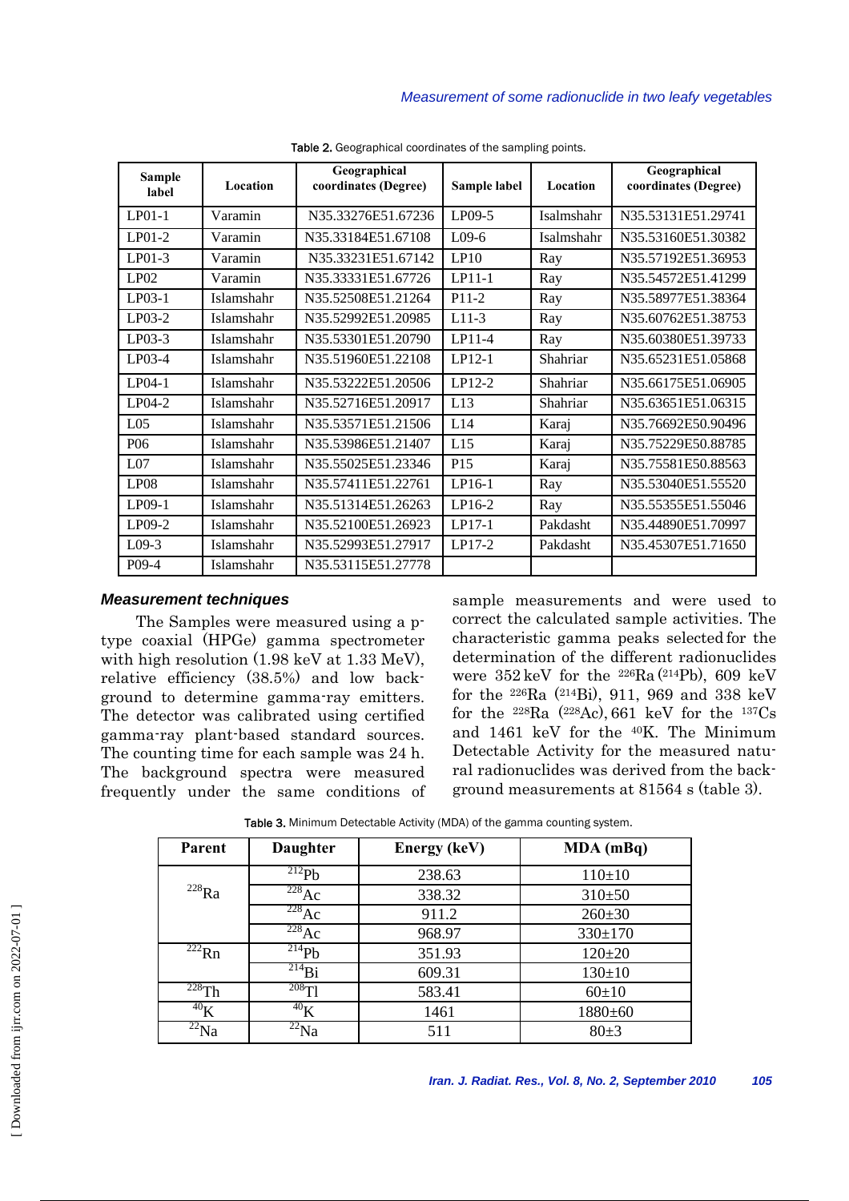Table 2. Geographical coordinates of the sampling points.

| Sample label | Location | Geographical coordinates (Degree) | Sample label | Location | Geographical coordinates (Degree) |
|---|---|---|---|---|---|
| LP01-1 | Varamin | N35.33276E51.67236 | LP09-5 | Isalmshahr | N35.53131E51.29741 |
| LP01-2 | Varamin | N35.33184E51.67108 | L09-6 | Isalmshahr | N35.53160E51.30382 |
| LP01-3 | Varamin | N35.33231E51.67142 | LP10 | Ray | N35.57192E51.36953 |
| LP02 | Varamin | N35.33331E51.67726 | LP11-1 | Ray | N35.54572E51.41299 |
| LP03-1 | Islamshahr | N35.52508E51.21264 | P11-2 | Ray | N35.58977E51.38364 |
| LP03-2 | Islamshahr | N35.52992E51.20985 | L11-3 | Ray | N35.60762E51.38753 |
| LP03-3 | Islamshahr | N35.53301E51.20790 | LP11-4 | Ray | N35.60380E51.39733 |
| LP03-4 | Islamshahr | N35.51960E51.22108 | LP12-1 | Shahriar | N35.65231E51.05868 |
| LP04-1 | Islamshahr | N35.53222E51.20506 | LP12-2 | Shahriar | N35.66175E51.06905 |
| LP04-2 | Islamshahr | N35.52716E51.20917 | L13 | Shahriar | N35.63651E51.06315 |
| L05 | Islamshahr | N35.53571E51.21506 | L14 | Karaj | N35.76692E50.90496 |
| P06 | Islamshahr | N35.53986E51.21407 | L15 | Karaj | N35.75229E50.88785 |
| L07 | Islamshahr | N35.55025E51.23346 | P15 | Karaj | N35.75581E50.88563 |
| LP08 | Islamshahr | N35.57411E51.22761 | LP16-1 | Ray | N35.53040E51.55520 |
| LP09-1 | Islamshahr | N35.51314E51.26263 | LP16-2 | Ray | N35.55355E51.55046 |
| LP09-2 | Islamshahr | N35.52100E51.26923 | LP17-1 | Pakdasht | N35.44890E51.70997 |
| L09-3 | Islamshahr | N35.52993E51.27917 | LP17-2 | Pakdasht | N35.45307E51.71650 |
| P09-4 | Islamshahr | N35.53115E51.27778 | | | |

### Measurement techniques

The Samples were measured using a p-type coaxial (HPGe) gamma spectrometer with high resolution (1.98 keV at 1.33 MeV), relative efficiency (38.5%) and low background to determine gamma-ray emitters. The detector was calibrated using certified gamma-ray plant-based standard sources. The counting time for each sample was 24 h. The background spectra were measured frequently under the same conditions of sample measurements and were used to correct the calculated sample activities. The characteristic gamma peaks selected for the determination of the different radionuclides were 352 keV for the $^{226}$Ra ($^{214}$Pb), 609 keV for the $^{226}$Ra ($^{214}$Bi), 911, 969 and 338 keV for the $^{228}$Ra ($^{228}$Ac), 661 keV for the $^{137}$Cs and 1461 keV for the $^{40}$K. The Minimum Detectable Activity for the measured natural radionuclides was derived from the background measurements at 81564 s (table 3).

Table 3. Minimum Detectable Activity (MDA) of the gamma counting system.

| Parent | Daughter | Energy (keV) | MDA (mBq) |
|---|---|---|---|
| $^{228}$Ra | $^{212}$Pb | 238.63 | 110±10 |
| | $^{228}$Ac | 338.32 | 310±50 |
| | $^{228}$Ac | 911.2 | 260±30 |
| | $^{228}$Ac | 968.97 | 330±170 |
| $^{222}$Rn | $^{214}$Pb | 351.93 | 120±20 |
| | $^{214}$Bi | 609.31 | 130±10 |
| $^{228}$Th | $^{208}$Tl | 583.41 | 60±10 |
| $^{40}$K | $^{40}$K | 1461 | 1880±60 |
| $^{22}$Na | $^{22}$Na | 511 | 80±3 |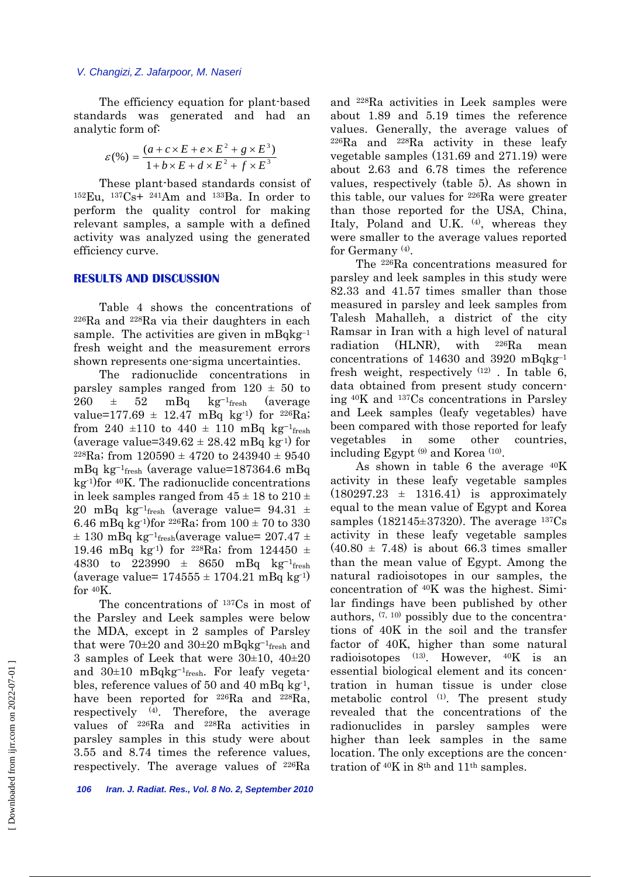The efficiency equation for plant-based standards was generated and had an analytic form of:

$$\varepsilon(\%) = \frac{(a + c \times E + e \times E^2 + g \times E^3)}{1 + b \times E + d \times E^2 + f \times E^3}$$

These plant-based standards consist of $^{152}$Eu, $^{137}$Cs+ $^{241}$Am and $^{133}$Ba. In order to perform the quality control for making relevant samples, a sample with a defined activity was analyzed using the generated efficiency curve.

## RESULTS AND DISCUSSION

Table 4 shows the concentrations of $^{226}$Ra and $^{228}$Ra via their daughters in each sample. The activities are given in mBqkg$^{-1}$ fresh weight and the measurement errors shown represents one-sigma uncertainties.

The radionuclide concentrations in parsley samples ranged from 120 ± 50 to 260 ± 52 mBq kg$^{-1}_{fresh}$ (average value=177.69 ± 12.47 mBq kg$^{-1}$) for $^{226}$Ra; from 240 ±110 to 440 ± 110 mBq kg$^{-1}_{fresh}$ (average value=349.62 ± 28.42 mBq kg$^{-1}$) for $^{228}$Ra; from 120590 ± 4720 to 243940 ± 9540 mBq kg$^{-1}_{fresh}$ (average value=187364.6 mBq kg$^{-1}$)for $^{40}$K. The radionuclide concentrations in leek samples ranged from 45 ± 18 to 210 ± 20 mBq kg$^{-1}_{fresh}$ (average value= 94.31 ± 6.46 mBq kg$^{-1}$)for $^{226}$Ra; from 100 ± 70 to 330 ± 130 mBq kg$^{-1}_{fresh}$(average value= 207.47 ± 19.46 mBq kg$^{-1}$) for $^{228}$Ra; from 124450 ± 4830 to 223990 ± 8650 mBq kg$^{-1}_{fresh}$ (average value= 174555 ± 1704.21 mBq kg$^{-1}$) for $^{40}$K.

The concentrations of $^{137}$Cs in most of the Parsley and Leek samples were below the MDA, except in 2 samples of Parsley that were 70±20 and 30±20 mBqkg$^{-1}_{fresh}$ and 3 samples of Leek that were 30±10, 40±20 and 30±10 mBqkg$^{-1}_{fresh}$. For leafy vegetables, reference values of 50 and 40 mBq kg$^{-1}$, have been reported for $^{226}$Ra and $^{228}$Ra, respectively [4]. Therefore, the average values of $^{226}$Ra and $^{228}$Ra activities in parsley samples in this study were about 3.55 and 8.74 times the reference values, respectively. The average values of $^{226}$Ra and $^{228}$Ra activities in Leek samples were about 1.89 and 5.19 times the reference values. Generally, the average values of $^{226}$Ra and $^{228}$Ra activity in these leafy vegetable samples (131.69 and 271.19) were about 2.63 and 6.78 times the reference values, respectively (table 5). As shown in this table, our values for $^{226}$Ra were greater than those reported for the USA, China, Italy, Poland and U.K. [4], whereas they were smaller to the average values reported for Germany [4].

The $^{226}$Ra concentrations measured for parsley and leek samples in this study were 82.33 and 41.57 times smaller than those measured in parsley and leek samples from Talesh Mahalleh, a district of the city Ramsar in Iran with a high level of natural radiation (HLNR), with $^{226}$Ra mean concentrations of 14630 and 3920 mBqkg$^{-1}$ fresh weight, respectively [12] . In table 6, data obtained from present study concerning $^{40}$K and $^{137}$Cs concentrations in Parsley and Leek samples (leafy vegetables) have been compared with those reported for leafy vegetables in some other countries, including Egypt [9] and Korea [10].

As shown in table 6 the average $^{40}$K activity in these leafy vegetable samples (180297.23 ± 1316.41) is approximately equal to the mean value of Egypt and Korea samples (182145±37320). The average $^{137}$Cs activity in these leafy vegetable samples (40.80 ± 7.48) is about 66.3 times smaller than the mean value of Egypt. Among the natural radioisotopes in our samples, the concentration of $^{40}$K was the highest. Similar findings have been published by other authors, [7, 10] possibly due to the concentrations of 40K in the soil and the transfer factor of 40K, higher than some natural radioisotopes [13]. However, $^{40}$K is an essential biological element and its concentration in human tissue is under close metabolic control [1]. The present study revealed that the concentrations of the radionuclides in parsley samples were higher than leek samples in the same location. The only exceptions are the concentration of $^{40}$K in 8$^{th}$ and 11$^{th}$ samples.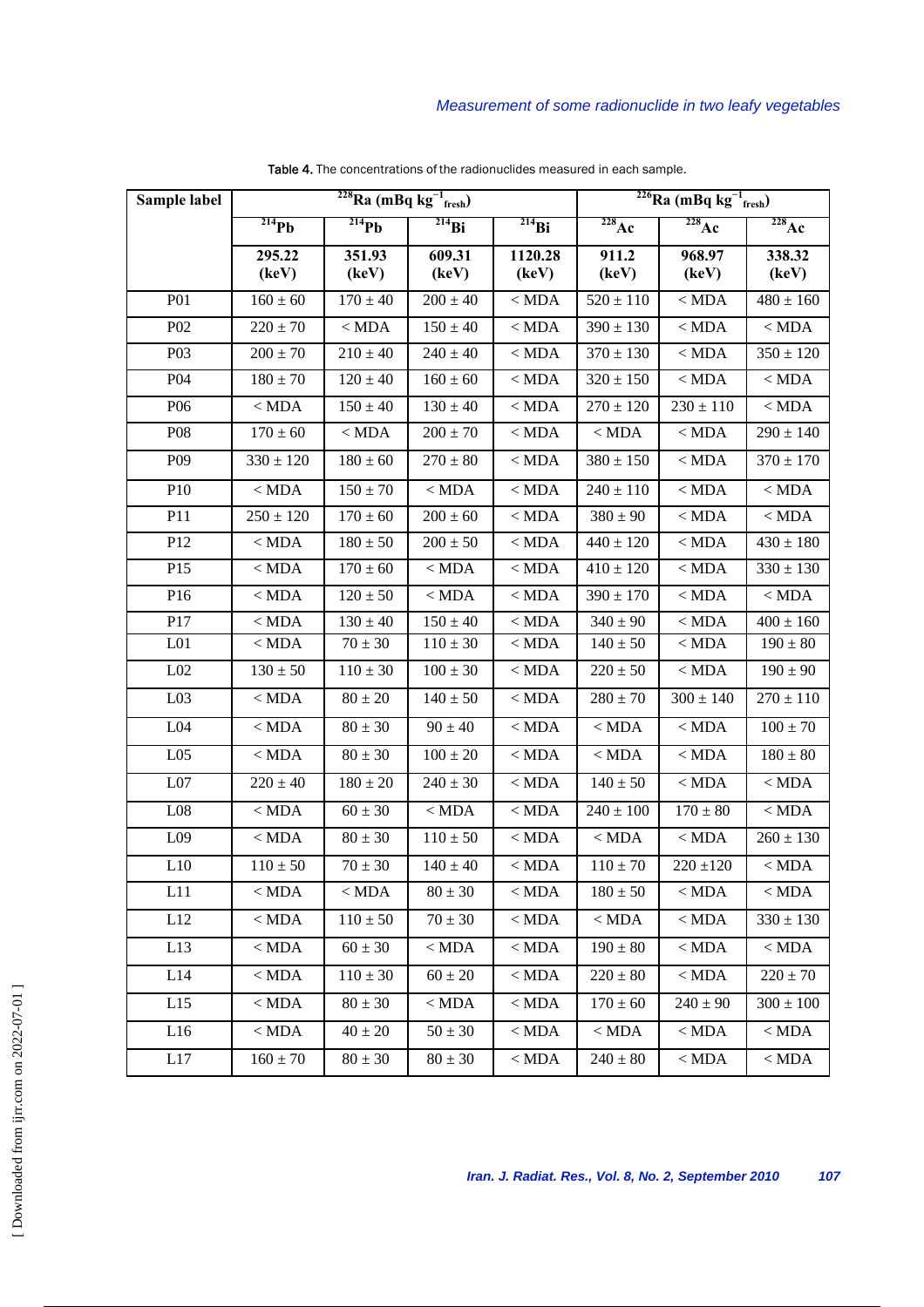Table 4. The concentrations of the radionuclides measured in each sample.

| Sample label | $^{228}$Ra (mBq kg$^{-1}$$_{fresh}$) | | | | $^{226}$Ra (mBq kg$^{-1}$$_{fresh}$) | | |
|---|---|---|---|---|---|---|---|
| | $^{214}$Pb | $^{214}$Pb | $^{214}$Bi | $^{214}$Bi | $^{228}$Ac | $^{228}$Ac | $^{228}$Ac |
| | 295.22 (keV) | 351.93 (keV) | 609.31 (keV) | 1120.28 (keV) | 911.2 (keV) | 968.97 (keV) | 338.32 (keV) |
| P01 | 160 ± 60 | 170 ± 40 | 200 ± 40 | < MDA | 520 ± 110 | < MDA | 480 ± 160 |
| P02 | 220 ± 70 | < MDA | 150 ± 40 | < MDA | 390 ± 130 | < MDA | < MDA |
| P03 | 200 ± 70 | 210 ± 40 | 240 ± 40 | < MDA | 370 ± 130 | < MDA | 350 ± 120 |
| P04 | 180 ± 70 | 120 ± 40 | 160 ± 60 | < MDA | 320 ± 150 | < MDA | < MDA |
| P06 | < MDA | 150 ± 40 | 130 ± 40 | < MDA | 270 ± 120 | 230 ± 110 | < MDA |
| P08 | 170 ± 60 | < MDA | 200 ± 70 | < MDA | < MDA | < MDA | 290 ± 140 |
| P09 | 330 ± 120 | 180 ± 60 | 270 ± 80 | < MDA | 380 ± 150 | < MDA | 370 ± 170 |
| P10 | < MDA | 150 ± 70 | < MDA | < MDA | 240 ± 110 | < MDA | < MDA |
| P11 | 250 ± 120 | 170 ± 60 | 200 ± 60 | < MDA | 380 ± 90 | < MDA | < MDA |
| P12 | < MDA | 180 ± 50 | 200 ± 50 | < MDA | 440 ± 120 | < MDA | 430 ± 180 |
| P15 | < MDA | 170 ± 60 | < MDA | < MDA | 410 ± 120 | < MDA | 330 ± 130 |
| P16 | < MDA | 120 ± 50 | < MDA | < MDA | 390 ± 170 | < MDA | < MDA |
| P17 | < MDA | 130 ± 40 | 150 ± 40 | < MDA | 340 ± 90 | < MDA | 400 ± 160 |
| L01 | < MDA | 70 ± 30 | 110 ± 30 | < MDA | 140 ± 50 | < MDA | 190 ± 80 |
| L02 | 130 ± 50 | 110 ± 30 | 100 ± 30 | < MDA | 220 ± 50 | < MDA | 190 ± 90 |
| L03 | < MDA | 80 ± 20 | 140 ± 50 | < MDA | 280 ± 70 | 300 ± 140 | 270 ± 110 |
| L04 | < MDA | 80 ± 30 | 90 ± 40 | < MDA | < MDA | < MDA | 100 ± 70 |
| L05 | < MDA | 80 ± 30 | 100 ± 20 | < MDA | < MDA | < MDA | 180 ± 80 |
| L07 | 220 ± 40 | 180 ± 20 | 240 ± 30 | < MDA | 140 ± 50 | < MDA | < MDA |
| L08 | < MDA | 60 ± 30 | < MDA | < MDA | 240 ± 100 | 170 ± 80 | < MDA |
| L09 | < MDA | 80 ± 30 | 110 ± 50 | < MDA | < MDA | < MDA | 260 ± 130 |
| L10 | 110 ± 50 | 70 ± 30 | 140 ± 40 | < MDA | 110 ± 70 | 220 ±120 | < MDA |
| L11 | < MDA | < MDA | 80 ± 30 | < MDA | 180 ± 50 | < MDA | < MDA |
| L12 | < MDA | 110 ± 50 | 70 ± 30 | < MDA | < MDA | < MDA | 330 ± 130 |
| L13 | < MDA | 60 ± 30 | < MDA | < MDA | 190 ± 80 | < MDA | < MDA |
| L14 | < MDA | 110 ± 30 | 60 ± 20 | < MDA | 220 ± 80 | < MDA | 220 ± 70 |
| L15 | < MDA | 80 ± 30 | < MDA | < MDA | 170 ± 60 | 240 ± 90 | 300 ± 100 |
| L16 | < MDA | 40 ± 20 | 50 ± 30 | < MDA | < MDA | < MDA | < MDA |
| L17 | 160 ± 70 | 80 ± 30 | 80 ± 30 | < MDA | 240 ± 80 | < MDA | < MDA |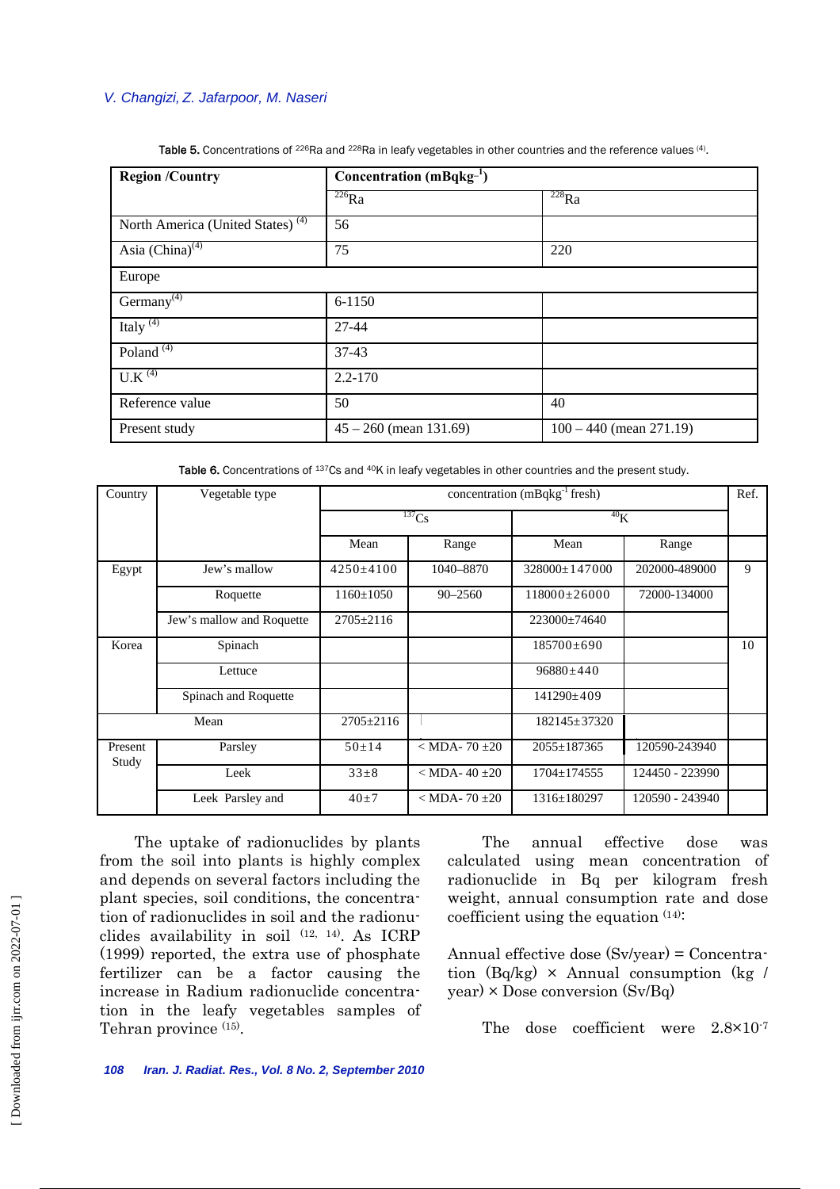Table 5. Concentrations of $^{226}$Ra and $^{228}$Ra in leafy vegetables in other countries and the reference values [4].

| Region /Country | Concentration (mBqkg$^{-1}$) | |
|---|---|---|
| | $^{226}$Ra | $^{228}$Ra |
| North America (United States) [4] | 56 | |
| Asia (China)[4] | 75 | 220 |
| Europe | | |
| Germany[4] | 6-1150 | |
| Italy [4] | 27-44 | |
| Poland [4] | 37-43 | |
| U.K [4] | 2.2-170 | |
| Reference value | 50 | 40 |
| Present study | 45 – 260 (mean 131.69) | 100 – 440 (mean 271.19) |

Table 6. Concentrations of $^{137}$Cs and $^{40}$K in leafy vegetables in other countries and the present study.

| Country | Vegetable type | concentration (mBqkg$^{-1}$ fresh) | | | | Ref. |
|---|---|---|---|---|---|---|
| | | $^{137}$Cs | | $^{40}$K | | |
| | | Mean | Range | Mean | Range | |
| Egypt | Jew's mallow | 4250±4100 | 1040–8870 | 328000±147000 | 202000-489000 | 9 |
| | Roquette | 1160±1050 | 90–2560 | 118000±26000 | 72000-134000 | |
| | Jew's mallow and Roquette | 2705±2116 | | 223000±74640 | | |
| Korea | Spinach | | | 185700±690 | | 10 |
| | Lettuce | | | 96880±440 | | |
| | Spinach and Roquette | | | 141290±409 | | |
| Mean | | 2705±2116 | | 182145±37320 | | |
| Present Study | Parsley | 50±14 | < MDA- 70 ±20 | 2055±187365 | 120590-243940 | |
| | Leek | 33±8 | < MDA- 40 ±20 | 1704±174555 | 124450 - 223990 | |
| | Leek Parsley and | 40±7 | < MDA- 70 ±20 | 1316±180297 | 120590 - 243940 | |

The uptake of radionuclides by plants from the soil into plants is highly complex and depends on several factors including the plant species, soil conditions, the concentration of radionuclides in soil and the radionuclides availability in soil [12, 14]. As ICRP (1999) reported, the extra use of phosphate fertilizer can be a factor causing the increase in Radium radionuclide concentration in the leafy vegetables samples of Tehran province [15].

The annual effective dose was calculated using mean concentration of radionuclide in Bq per kilogram fresh weight, annual consumption rate and dose coefficient using the equation [14]:

Annual effective dose (Sv/year) = Concentration (Bq/kg) × Annual consumption (kg / year) × Dose conversion (Sv/Bq)

The dose coefficient were $2.8\times10^{-7}$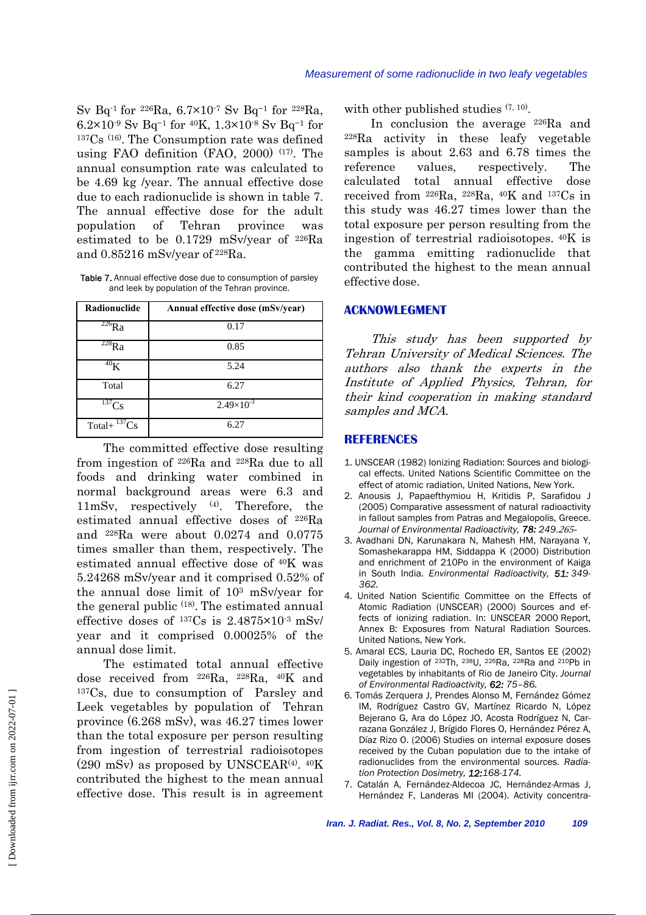Sv $Bq^{-1}$ for $^{226}Ra$, $6.7\times10^{-7}$ Sv $Bq^{-1}$ for $^{228}Ra$, $6.2\times10^{-9}$ Sv $Bq^{-1}$ for $^{40}K$, $1.3\times10^{-8}$ Sv $Bq^{-1}$ for $^{137}Cs$ [16]. The Consumption rate was defined using FAO definition (FAO, 2000) [17]. The annual consumption rate was calculated to be 4.69 kg /year. The annual effective dose due to each radionuclide is shown in table 7. The annual effective dose for the adult population of Tehran province was estimated to be 0.1729 mSv/year of $^{226}Ra$ and 0.85216 mSv/year of $^{228}Ra$.

**Table 7.** Annual effective dose due to consumption of parsley and leek by population of the Tehran province.

| Radionuclide | Annual effective dose (mSv/year) |
|---|---|
| $^{226}Ra$ | 0.17 |
| $^{228}Ra$ | 0.85 |
| $^{40}K$ | 5.24 |
| Total | 6.27 |
| $^{137}Cs$ | $2.49\times10^{-3}$ |
| Total+ $^{137}Cs$ | 6.27 |

The committed effective dose resulting from ingestion of $^{226}Ra$ and $^{228}Ra$ due to all foods and drinking water combined in normal background areas were 6.3 and 11mSv, respectively [4]. Therefore, the estimated annual effective doses of $^{226}Ra$ and $^{228}Ra$ were about 0.0274 and 0.0775 times smaller than them, respectively. The estimated annual effective dose of $^{40}K$ was 5.24268 mSv/year and it comprised 0.52% of the annual dose limit of $10^3$ mSv/year for the general public [18]. The estimated annual effective doses of $^{137}Cs$ is $2.4875\times10^{-3}$ mSv/ year and it comprised 0.00025% of the annual dose limit.

The estimated total annual effective dose received from $^{226}Ra$, $^{228}Ra$, $^{40}K$ and $^{137}Cs$, due to consumption of Parsley and Leek vegetables by population of Tehran province (6.268 mSv), was 46.27 times lower than the total exposure per person resulting from ingestion of terrestrial radioisotopes (290 mSv) as proposed by UNSCEAR[4]. $^{40}K$ contributed the highest to the mean annual effective dose. This result is in agreement with other published studies [7, 10].

In conclusion the average $^{226}Ra$ and $^{228}Ra$ activity in these leafy vegetable samples is about 2.63 and 6.78 times the reference values, respectively. The calculated total annual effective dose received from $^{226}Ra$, $^{228}Ra$, $^{40}K$ and $^{137}Cs$ in this study was 46.27 times lower than the total exposure per person resulting from the ingestion of terrestrial radioisotopes. $^{40}K$ is the gamma emitting radionuclide that contributed the highest to the mean annual effective dose.

## ACKNOWLEGMENT

*This study has been supported by Tehran University of Medical Sciences. The authors also thank the experts in the Institute of Applied Physics, Tehran, for their kind cooperation in making standard samples and MCA.*

## REFERENCES

1. UNSCEAR (1982) Ionizing Radiation: Sources and biological effects. United Nations Scientific Committee on the effect of atomic radiation, United Nations, New York.
2. Anousis J, Papaefthymiou H, Kritidis P, Sarafidou J (2005) Comparative assessment of natural radioactivity in fallout samples from Patras and Megalopolis, Greece. *Journal of Environmental Radioactivity, **78:** 249.265-*
3. Avadhani DN, Karunakara N, Mahesh HM, Narayana Y, Somashekarappa HM, Siddappa K (2000) Distribution and enrichment of 210Po in the environment of Kaiga in South India. *Environmental Radioactivity, **51:** 349-362.*
4. United Nation Scientific Committee on the Effects of Atomic Radiation (UNSCEAR) (2000) Sources and effects of ionizing radiation. In: UNSCEAR 2000 Report, Annex B: Exposures from Natural Radiation Sources. United Nations, New York.
5. Amaral ECS, Lauria DC, Rochedo ER, Santos EE (2002) Daily ingestion of $^{232}Th$, $^{238}U$, $^{226}Ra$, $^{228}Ra$ and $^{210}Pb$ in vegetables by inhabitants of Rio de Janeiro City. *Journal of Environmental Radioactivity, **62:** 75–86.*
6. Tomás Zerquera J, Prendes Alonso M, Fernández Gómez IM, Rodríguez Castro GV, Martínez Ricardo N, López Bejerano G, Ara do López JO, Acosta Rodríguez N, Carrazana González J, Brígido Flores O, Hernández Pérez A, Díaz Rizo O. (2006) Studies on internal exposure doses received by the Cuban population due to the intake of radionuclides from the environmental sources. *Radiation Protection Dosimetry, **12:** 168-174.*
7. Catalán A, Fernández-Aldecoa JC, Hernández-Armas J, Hernández F, Landeras MI (2004). Activity concentra-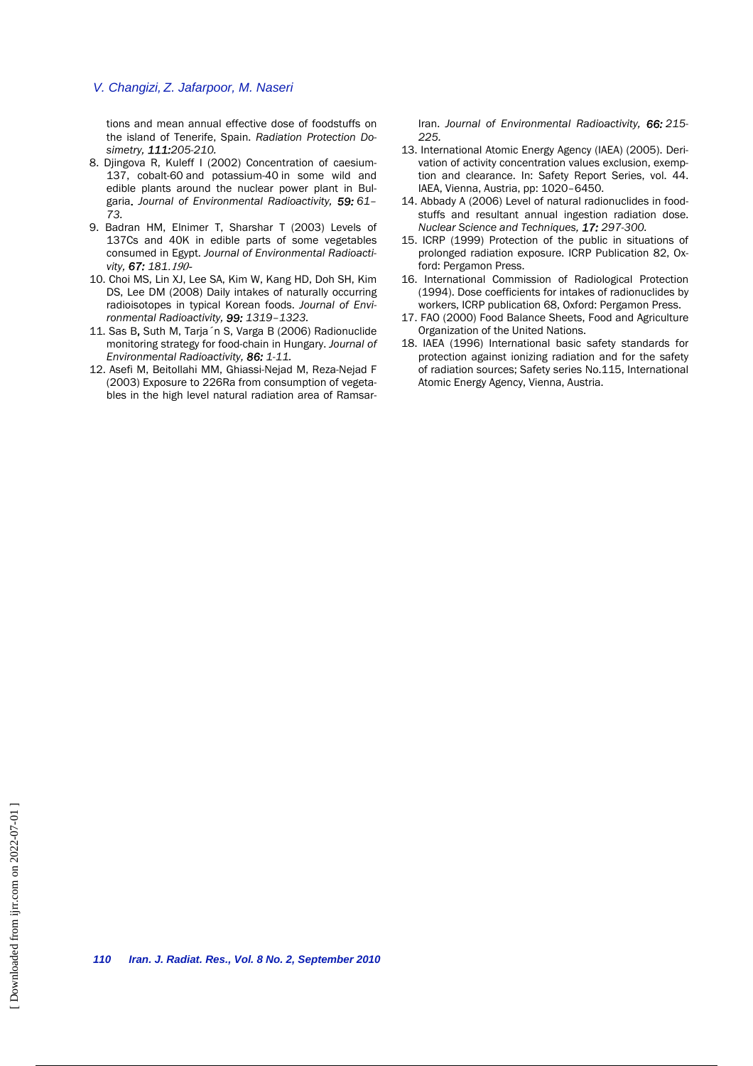tions and mean annual effective dose of foodstuffs on the island of Tenerife, Spain. *Radiation Protection Dosimetry,* ***111:****205-210.*

8. Djingova R, Kuleff I (2002) Concentration of caesium-137, cobalt-60 and potassium-40 in some wild and edible plants around the nuclear power plant in Bulgaria. *Journal of Environmental Radioactivity,* ***59:*** *61–73.*
9. Badran HM, Elnimer T, Sharshar T (2003) Levels of 137Cs and 40K in edible parts of some vegetables consumed in Egypt. *Journal of Environmental Radioactivity,* ***67:*** *181.190-*
10. Choi MS, Lin XJ, Lee SA, Kim W, Kang HD, Doh SH, Kim DS, Lee DM (2008) Daily intakes of naturally occurring radioisotopes in typical Korean foods. *Journal of Environmental Radioactivity,* ***99:*** *1319–1323.*
11. Sas B, Suth M, Tarja´n S, Varga B (2006) Radionuclide monitoring strategy for food-chain in Hungary. *Journal of Environmental Radioactivity,* ***86:*** *1-11.*
12. Asefi M, Beitollahi MM, Ghiassi-Nejad M, Reza-Nejad F (2003) Exposure to 226Ra from consumption of vegetables in the high level natural radiation area of Ramsar-Iran. *Journal of Environmental Radioactivity,* ***66:*** *215-225.*
13. International Atomic Energy Agency (IAEA) (2005). Derivation of activity concentration values exclusion, exemption and clearance. In: Safety Report Series, vol. 44. IAEA, Vienna, Austria, pp: 1020–6450.
14. Abbady A (2006) Level of natural radionuclides in foodstuffs and resultant annual ingestion radiation dose. *Nuclear Science and Techniques,* ***17:*** *297-300.*
15. ICRP (1999) Protection of the public in situations of prolonged radiation exposure. ICRP Publication 82, Oxford: Pergamon Press.
16. International Commission of Radiological Protection (1994). Dose coefficients for intakes of radionuclides by workers, ICRP publication 68, Oxford: Pergamon Press.
17. FAO (2000) Food Balance Sheets, Food and Agriculture Organization of the United Nations.
18. IAEA (1996) International basic safety standards for protection against ionizing radiation and for the safety of radiation sources; Safety series No.115, International Atomic Energy Agency, Vienna, Austria.